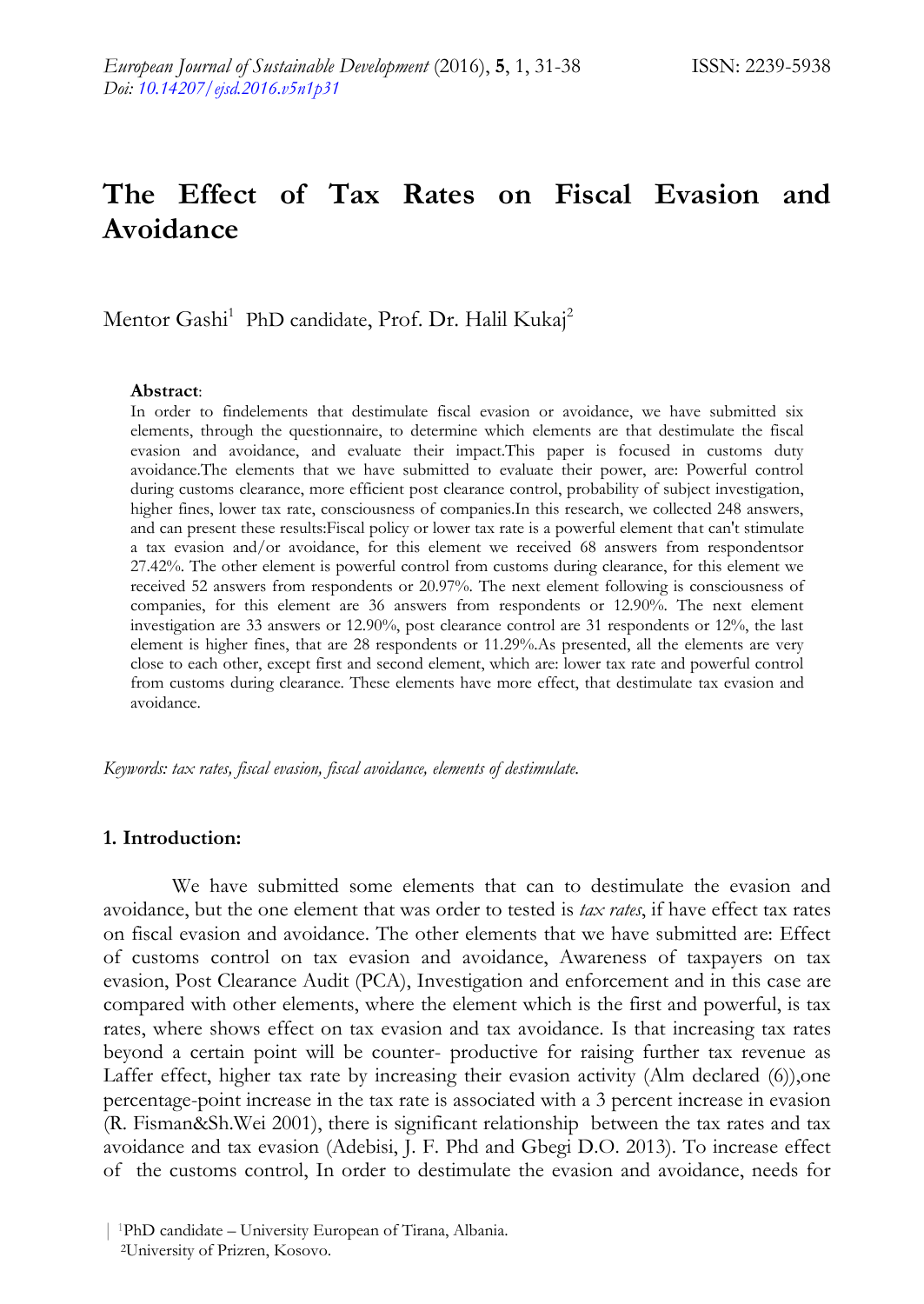# The Effect of Tax Rates on Fiscal Evasion and Avoidance

Mentor Gashi[1] PhD candidate, Prof. Dr. Halil Kukaj[2]

**Abstract**:

In order to findelements that destimulate fiscal evasion or avoidance, we have submitted six elements, through the questionnaire, to determine which elements are that destimulate the fiscal evasion and avoidance, and evaluate their impact.This paper is focused in customs duty avoidance.The elements that we have submitted to evaluate their power, are: Powerful control during customs clearance, more efficient post clearance control, probability of subject investigation, higher fines, lower tax rate, consciousness of companies.In this research, we collected 248 answers, and can present these results:Fiscal policy or lower tax rate is a powerful element that can't stimulate a tax evasion and/or avoidance, for this element we received 68 answers from respondentsor 27.42%. The other element is powerful control from customs during clearance, for this element we received 52 answers from respondents or 20.97%. The next element following is consciousness of companies, for this element are 36 answers from respondents or 12.90%. The next element investigation are 33 answers or 12.90%, post clearance control are 31 respondents or 12%, the last element is higher fines, that are 28 respondents or 11.29%.As presented, all the elements are very close to each other, except first and second element, which are: lower tax rate and powerful control from customs during clearance. These elements have more effect, that destimulate tax evasion and avoidance.

*Keywords: tax rates, fiscal evasion, fiscal avoidance, elements of destimulate.*

## 1. Introduction:

We have submitted some elements that can to destimulate the evasion and avoidance, but the one element that was order to tested is *tax rates*, if have effect tax rates on fiscal evasion and avoidance. The other elements that we have submitted are: Effect of customs control on tax evasion and avoidance, Awareness of taxpayers on tax evasion, Post Clearance Audit (PCA), Investigation and enforcement and in this case are compared with other elements, where the element which is the first and powerful, is tax rates, where shows effect on tax evasion and tax avoidance. Is that increasing tax rates beyond a certain point will be counter- productive for raising further tax revenue as Laffer effect, higher tax rate by increasing their evasion activity (Alm declared (6)),one percentage-point increase in the tax rate is associated with a 3 percent increase in evasion (R. Fisman&Sh.Wei 2001), there is significant relationship between the tax rates and tax avoidance and tax evasion (Adebisi, J. F. Phd and Gbegi D.O. 2013). To increase effect of the customs control, In order to destimulate the evasion and avoidance, needs for

[1]PhD candidate – University European of Tirana, Albania.

[2]University of Prizren, Kosovo.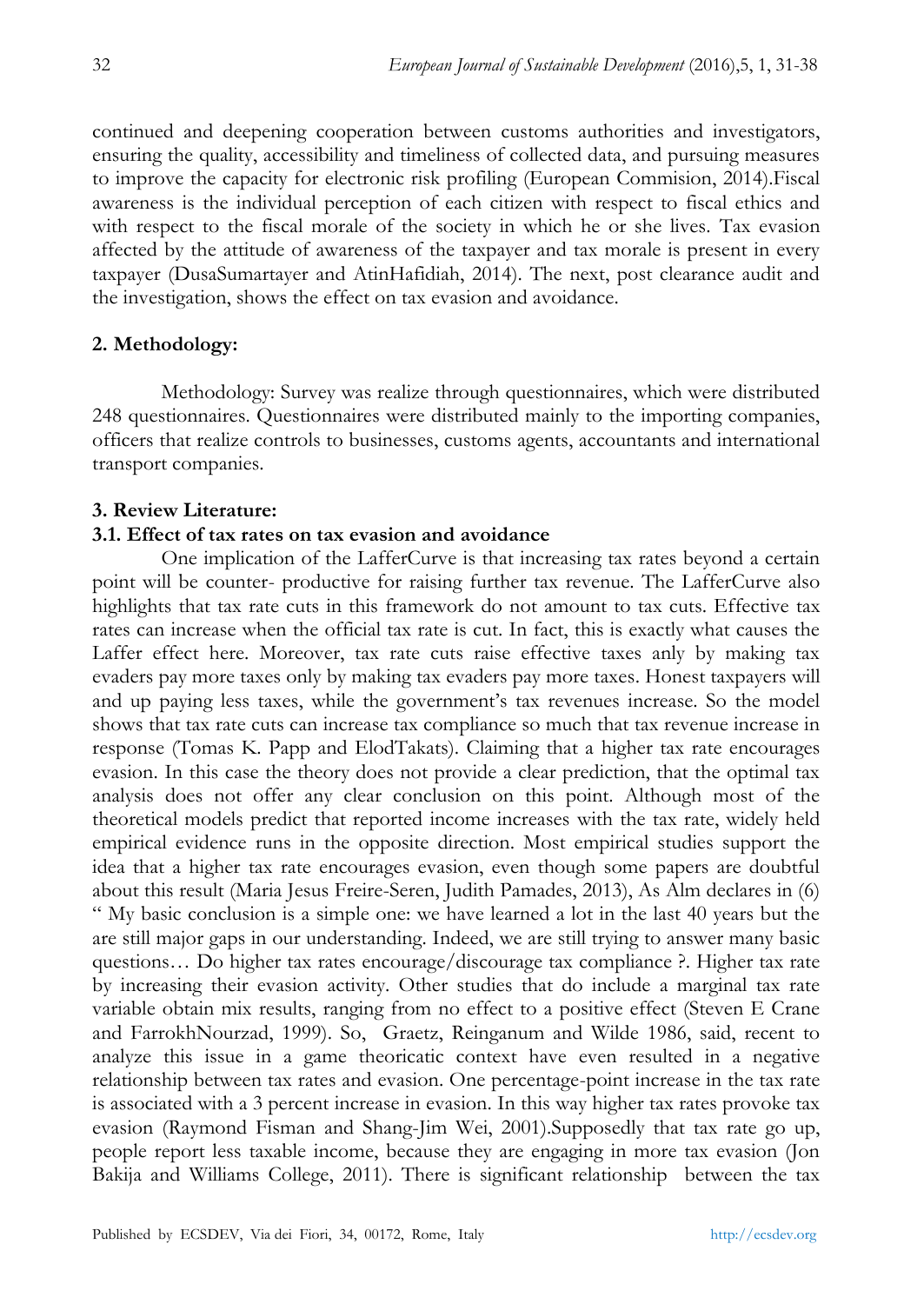continued and deepening cooperation between customs authorities and investigators, ensuring the quality, accessibility and timeliness of collected data, and pursuing measures to improve the capacity for electronic risk profiling (European Commision, 2014).Fiscal awareness is the individual perception of each citizen with respect to fiscal ethics and with respect to the fiscal morale of the society in which he or she lives. Tax evasion affected by the attitude of awareness of the taxpayer and tax morale is present in every taxpayer (DusaSumartayer and AtinHafidiah, 2014). The next, post clearance audit and the investigation, shows the effect on tax evasion and avoidance.

## 2. Methodology:

Methodology: Survey was realize through questionnaires, which were distributed 248 questionnaires. Questionnaires were distributed mainly to the importing companies, officers that realize controls to businesses, customs agents, accountants and international transport companies.

## 3. Review Literature:

### 3.1. Effect of tax rates on tax evasion and avoidance

One implication of the LafferCurve is that increasing tax rates beyond a certain point will be counter- productive for raising further tax revenue. The LafferCurve also highlights that tax rate cuts in this framework do not amount to tax cuts. Effective tax rates can increase when the official tax rate is cut. In fact, this is exactly what causes the Laffer effect here. Moreover, tax rate cuts raise effective taxes anly by making tax evaders pay more taxes only by making tax evaders pay more taxes. Honest taxpayers will and up paying less taxes, while the government's tax revenues increase. So the model shows that tax rate cuts can increase tax compliance so much that tax revenue increase in response (Tomas K. Papp and ElodTakats). Claiming that a higher tax rate encourages evasion. In this case the theory does not provide a clear prediction, that the optimal tax analysis does not offer any clear conclusion on this point. Although most of the theoretical models predict that reported income increases with the tax rate, widely held empirical evidence runs in the opposite direction. Most empirical studies support the idea that a higher tax rate encourages evasion, even though some papers are doubtful about this result (Maria Jesus Freire-Seren, Judith Pamades, 2013), As Alm declares in (6) " My basic conclusion is a simple one: we have learned a lot in the last 40 years but the are still major gaps in our understanding. Indeed, we are still trying to answer many basic questions… Do higher tax rates encourage/discourage tax compliance ?. Higher tax rate by increasing their evasion activity. Other studies that do include a marginal tax rate variable obtain mix results, ranging from no effect to a positive effect (Steven E Crane and FarrokhNourzad, 1999). So, Graetz, Reinganum and Wilde 1986, said, recent to analyze this issue in a game theoricatic context have even resulted in a negative relationship between tax rates and evasion. One percentage-point increase in the tax rate is associated with a 3 percent increase in evasion. In this way higher tax rates provoke tax evasion (Raymond Fisman and Shang-Jim Wei, 2001).Supposedly that tax rate go up, people report less taxable income, because they are engaging in more tax evasion (Jon Bakija and Williams College, 2011). There is significant relationship between the tax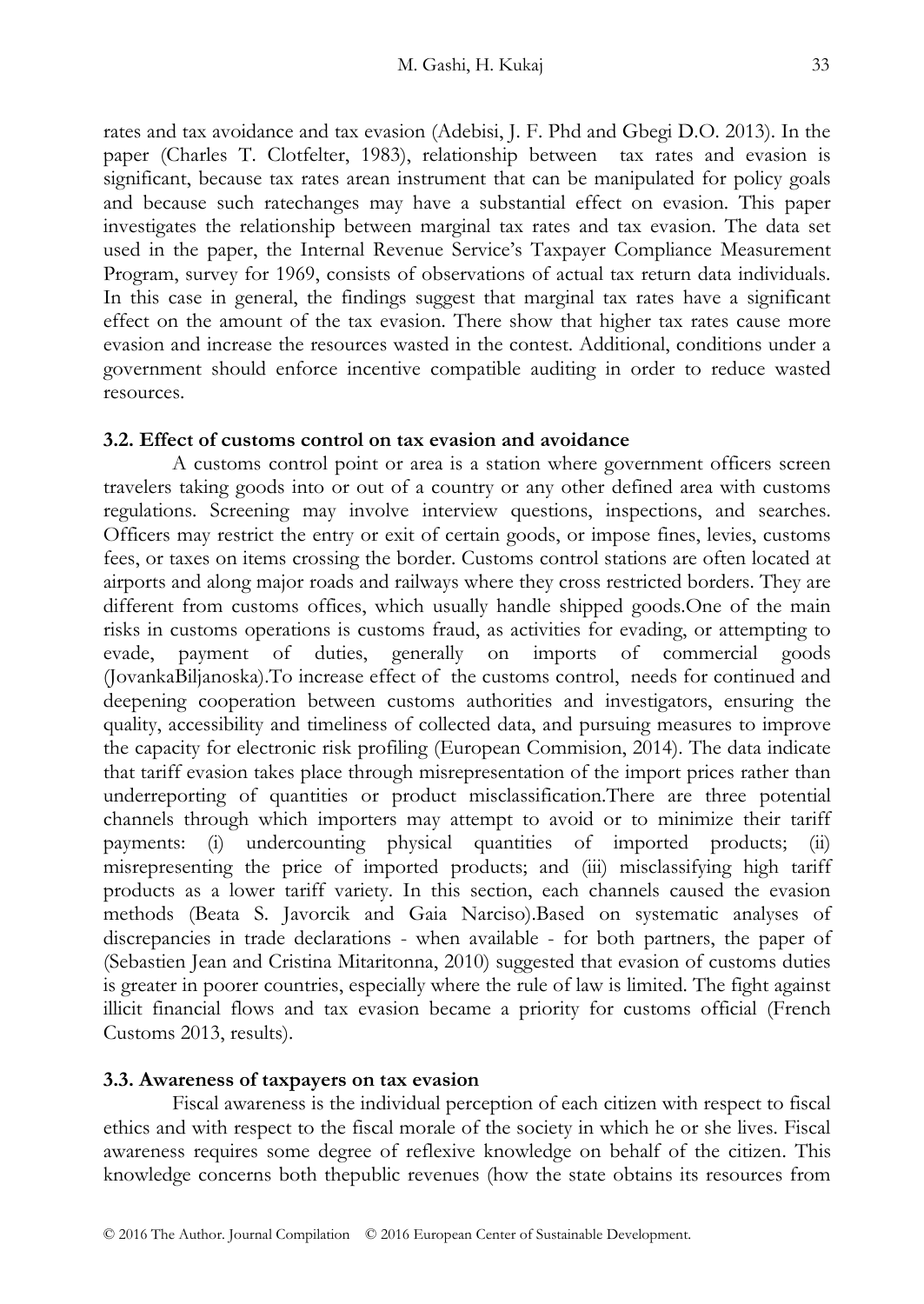rates and tax avoidance and tax evasion (Adebisi, J. F. Phd and Gbegi D.O. 2013). In the paper (Charles T. Clotfelter, 1983), relationship between tax rates and evasion is significant, because tax rates arean instrument that can be manipulated for policy goals and because such ratechanges may have a substantial effect on evasion. This paper investigates the relationship between marginal tax rates and tax evasion. The data set used in the paper, the Internal Revenue Service's Taxpayer Compliance Measurement Program, survey for 1969, consists of observations of actual tax return data individuals. In this case in general, the findings suggest that marginal tax rates have a significant effect on the amount of the tax evasion. There show that higher tax rates cause more evasion and increase the resources wasted in the contest. Additional, conditions under a government should enforce incentive compatible auditing in order to reduce wasted resources.

### 3.2. Effect of customs control on tax evasion and avoidance

A customs control point or area is a station where government officers screen travelers taking goods into or out of a country or any other defined area with customs regulations. Screening may involve interview questions, inspections, and searches. Officers may restrict the entry or exit of certain goods, or impose fines, levies, customs fees, or taxes on items crossing the border. Customs control stations are often located at airports and along major roads and railways where they cross restricted borders. They are different from customs offices, which usually handle shipped goods.One of the main risks in customs operations is customs fraud, as activities for evading, or attempting to evade, payment of duties, generally on imports of commercial goods (JovankaBiljanoska).To increase effect of the customs control, needs for continued and deepening cooperation between customs authorities and investigators, ensuring the quality, accessibility and timeliness of collected data, and pursuing measures to improve the capacity for electronic risk profiling (European Commision, 2014). The data indicate that tariff evasion takes place through misrepresentation of the import prices rather than underreporting of quantities or product misclassification.There are three potential channels through which importers may attempt to avoid or to minimize their tariff payments: (i) undercounting physical quantities of imported products; (ii) misrepresenting the price of imported products; and (iii) misclassifying high tariff products as a lower tariff variety. In this section, each channels caused the evasion methods (Beata S. Javorcik and Gaia Narciso).Based on systematic analyses of discrepancies in trade declarations - when available - for both partners, the paper of (Sebastien Jean and Cristina Mitaritonna, 2010) suggested that evasion of customs duties is greater in poorer countries, especially where the rule of law is limited. The fight against illicit financial flows and tax evasion became a priority for customs official (French Customs 2013, results).

### 3.3. Awareness of taxpayers on tax evasion

Fiscal awareness is the individual perception of each citizen with respect to fiscal ethics and with respect to the fiscal morale of the society in which he or she lives. Fiscal awareness requires some degree of reflexive knowledge on behalf of the citizen. This knowledge concerns both thepublic revenues (how the state obtains its resources from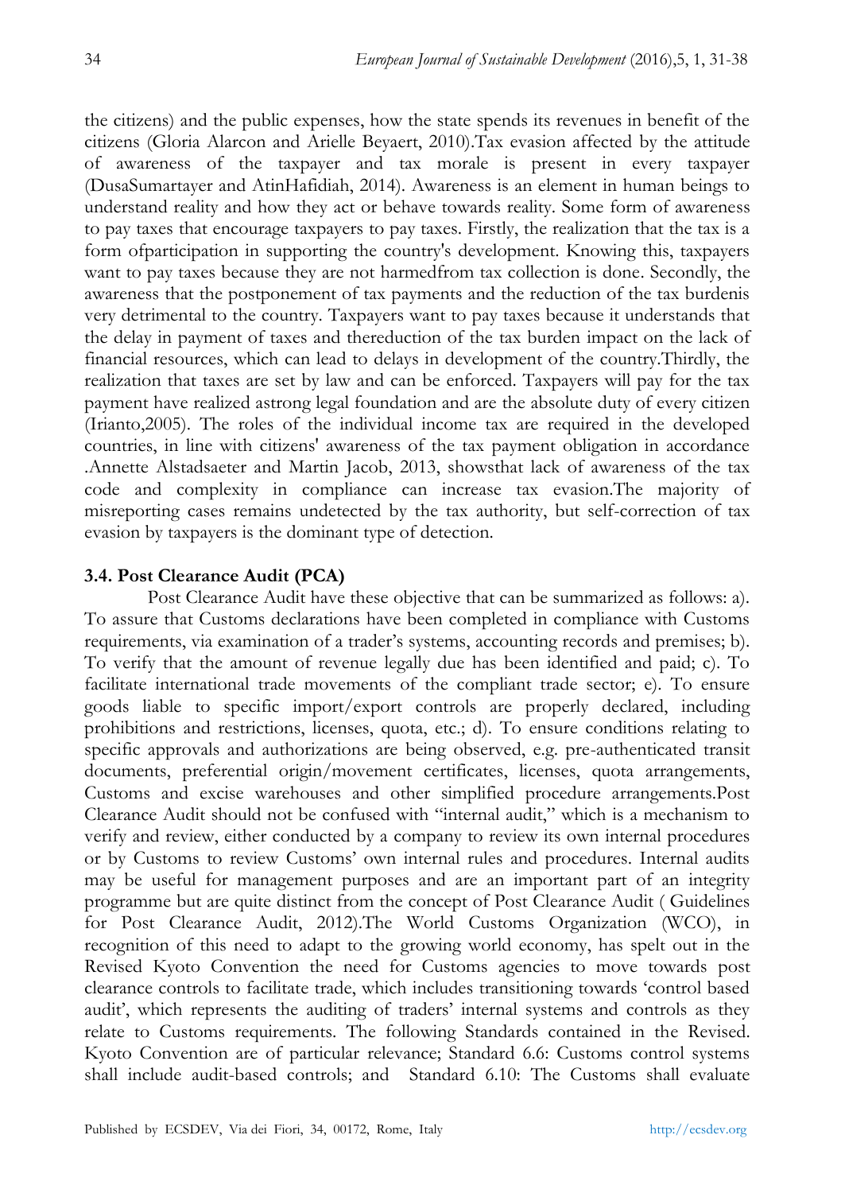the citizens) and the public expenses, how the state spends its revenues in benefit of the citizens (Gloria Alarcon and Arielle Beyaert, 2010).Tax evasion affected by the attitude of awareness of the taxpayer and tax morale is present in every taxpayer (DusaSumartayer and AtinHafidiah, 2014). Awareness is an element in human beings to understand reality and how they act or behave towards reality. Some form of awareness to pay taxes that encourage taxpayers to pay taxes. Firstly, the realization that the tax is a form ofparticipation in supporting the country's development. Knowing this, taxpayers want to pay taxes because they are not harmedfrom tax collection is done. Secondly, the awareness that the postponement of tax payments and the reduction of the tax burdenis very detrimental to the country. Taxpayers want to pay taxes because it understands that the delay in payment of taxes and thereduction of the tax burden impact on the lack of financial resources, which can lead to delays in development of the country.Thirdly, the realization that taxes are set by law and can be enforced. Taxpayers will pay for the tax payment have realized astrong legal foundation and are the absolute duty of every citizen (Irianto,2005). The roles of the individual income tax are required in the developed countries, in line with citizens' awareness of the tax payment obligation in accordance .Annette Alstadsaeter and Martin Jacob, 2013, showsthat lack of awareness of the tax code and complexity in compliance can increase tax evasion.The majority of misreporting cases remains undetected by the tax authority, but self-correction of tax evasion by taxpayers is the dominant type of detection.

### 3.4. Post Clearance Audit (PCA)

Post Clearance Audit have these objective that can be summarized as follows: a). To assure that Customs declarations have been completed in compliance with Customs requirements, via examination of a trader's systems, accounting records and premises; b). To verify that the amount of revenue legally due has been identified and paid; c). To facilitate international trade movements of the compliant trade sector; e). To ensure goods liable to specific import/export controls are properly declared, including prohibitions and restrictions, licenses, quota, etc.; d). To ensure conditions relating to specific approvals and authorizations are being observed, e.g. pre-authenticated transit documents, preferential origin/movement certificates, licenses, quota arrangements, Customs and excise warehouses and other simplified procedure arrangements.Post Clearance Audit should not be confused with "internal audit," which is a mechanism to verify and review, either conducted by a company to review its own internal procedures or by Customs to review Customs' own internal rules and procedures. Internal audits may be useful for management purposes and are an important part of an integrity programme but are quite distinct from the concept of Post Clearance Audit ( Guidelines for Post Clearance Audit, 2012).The World Customs Organization (WCO), in recognition of this need to adapt to the growing world economy, has spelt out in the Revised Kyoto Convention the need for Customs agencies to move towards post clearance controls to facilitate trade, which includes transitioning towards 'control based audit', which represents the auditing of traders' internal systems and controls as they relate to Customs requirements. The following Standards contained in the Revised. Kyoto Convention are of particular relevance; Standard 6.6: Customs control systems shall include audit-based controls; and Standard 6.10: The Customs shall evaluate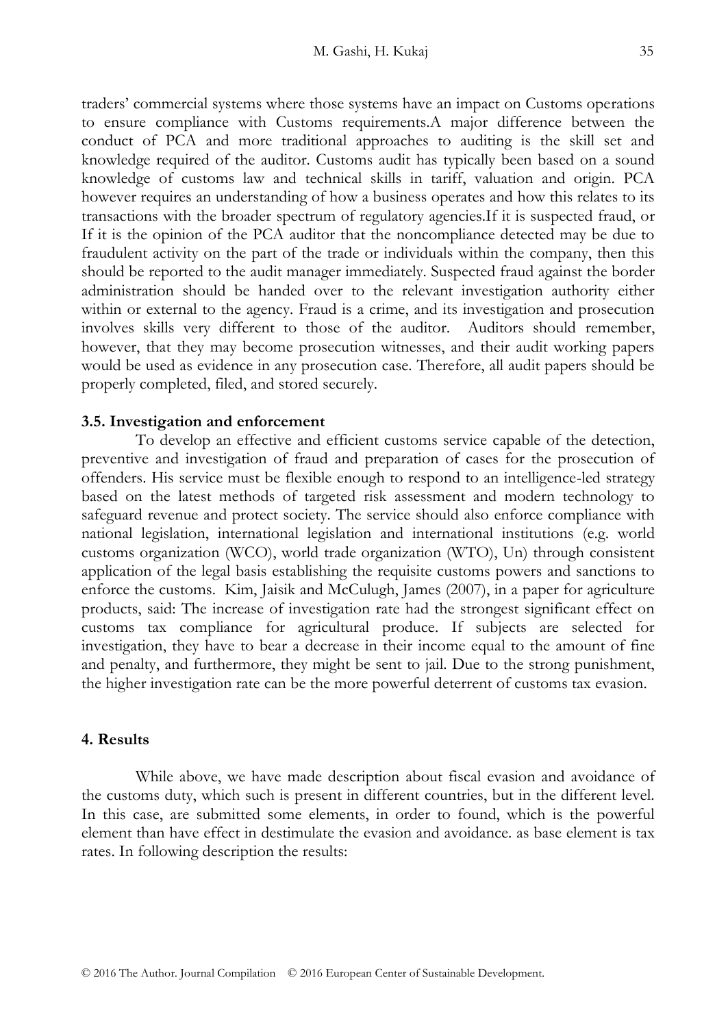traders' commercial systems where those systems have an impact on Customs operations to ensure compliance with Customs requirements.A major difference between the conduct of PCA and more traditional approaches to auditing is the skill set and knowledge required of the auditor. Customs audit has typically been based on a sound knowledge of customs law and technical skills in tariff, valuation and origin. PCA however requires an understanding of how a business operates and how this relates to its transactions with the broader spectrum of regulatory agencies.If it is suspected fraud, or If it is the opinion of the PCA auditor that the noncompliance detected may be due to fraudulent activity on the part of the trade or individuals within the company, then this should be reported to the audit manager immediately. Suspected fraud against the border administration should be handed over to the relevant investigation authority either within or external to the agency. Fraud is a crime, and its investigation and prosecution involves skills very different to those of the auditor. Auditors should remember, however, that they may become prosecution witnesses, and their audit working papers would be used as evidence in any prosecution case. Therefore, all audit papers should be properly completed, filed, and stored securely.

### 3.5. Investigation and enforcement

To develop an effective and efficient customs service capable of the detection, preventive and investigation of fraud and preparation of cases for the prosecution of offenders. His service must be flexible enough to respond to an intelligence-led strategy based on the latest methods of targeted risk assessment and modern technology to safeguard revenue and protect society. The service should also enforce compliance with national legislation, international legislation and international institutions (e.g. world customs organization (WCO), world trade organization (WTO), Un) through consistent application of the legal basis establishing the requisite customs powers and sanctions to enforce the customs. Kim, Jaisik and McCulugh, James (2007), in a paper for agriculture products, said: The increase of investigation rate had the strongest significant effect on customs tax compliance for agricultural produce. If subjects are selected for investigation, they have to bear a decrease in their income equal to the amount of fine and penalty, and furthermore, they might be sent to jail. Due to the strong punishment, the higher investigation rate can be the more powerful deterrent of customs tax evasion.

## 4. Results

While above, we have made description about fiscal evasion and avoidance of the customs duty, which such is present in different countries, but in the different level. In this case, are submitted some elements, in order to found, which is the powerful element than have effect in destimulate the evasion and avoidance. as base element is tax rates. In following description the results: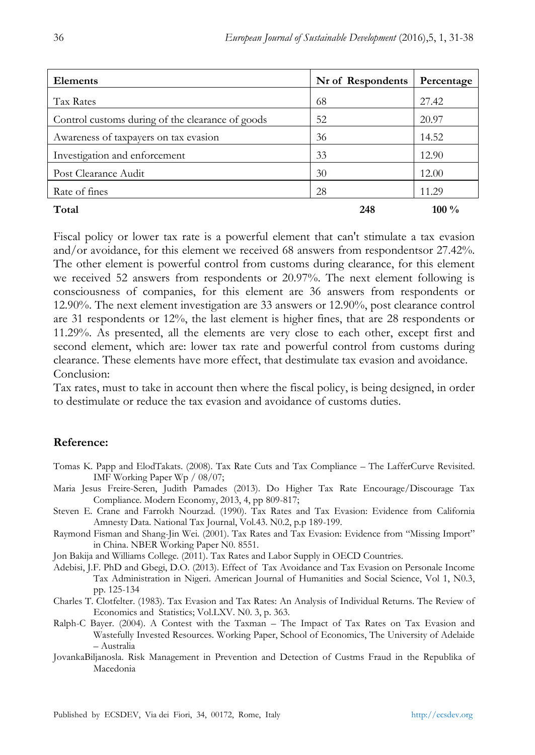| Elements | Nr of Respondents | Percentage |
|---|---|---|
| Tax Rates | 68 | 27.42 |
| Control customs during of the clearance of goods | 52 | 20.97 |
| Awareness of taxpayers on tax evasion | 36 | 14.52 |
| Investigation and enforcement | 33 | 12.90 |
| Post Clearance Audit | 30 | 12.00 |
| Rate of fines | 28 | 11.29 |
| **Total** | **248** | **100 %** |

Fiscal policy or lower tax rate is a powerful element that can't stimulate a tax evasion and/or avoidance, for this element we received 68 answers from respondentsor 27.42%. The other element is powerful control from customs during clearance, for this element we received 52 answers from respondents or 20.97%. The next element following is consciousness of companies, for this element are 36 answers from respondents or 12.90%. The next element investigation are 33 answers or 12.90%, post clearance control are 31 respondents or 12%, the last element is higher fines, that are 28 respondents or 11.29%. As presented, all the elements are very close to each other, except first and second element, which are: lower tax rate and powerful control from customs during clearance. These elements have more effect, that destimulate tax evasion and avoidance.

Conclusion:

Tax rates, must to take in account then where the fiscal policy, is being designed, in order to destimulate or reduce the tax evasion and avoidance of customs duties.

## Reference:

Tomas K. Papp and ElodTakats. (2008). Tax Rate Cuts and Tax Compliance – The LafferCurve Revisited. IMF Working Paper Wp / 08/07;

Maria Jesus Freire-Seren, Judith Pamades (2013). Do Higher Tax Rate Encourage/Discourage Tax Compliance. Modern Economy, 2013, 4, pp 809-817;

Steven E. Crane and Farrokh Nourzad. (1990). Tax Rates and Tax Evasion: Evidence from California Amnesty Data. National Tax Journal, Vol.43. N0.2, p.p 189-199.

Raymond Fisman and Shang-Jin Wei. (2001). Tax Rates and Tax Evasion: Evidence from "Missing Import" in China. NBER Working Paper N0. 8551.

Jon Bakija and Williams College. (2011). Tax Rates and Labor Supply in OECD Countries.

Adebisi, J.F. PhD and Gbegi, D.O. (2013). Effect of Tax Avoidance and Tax Evasion on Personale Income Tax Administration in Nigeri. American Journal of Humanities and Social Science, Vol 1, N0.3, pp. 125-134

Charles T. Clotfelter. (1983). Tax Evasion and Tax Rates: An Analysis of Individual Returns. The Review of Economics and Statistics; Vol.LXV. N0. 3, p. 363.

Ralph-C Bayer. (2004). A Contest with the Taxman – The Impact of Tax Rates on Tax Evasion and Wastefully Invested Resources. Working Paper, School of Economics, The University of Adelaide – Australia

JovankaBiljanosla. Risk Management in Prevention and Detection of Custms Fraud in the Republika of Macedonia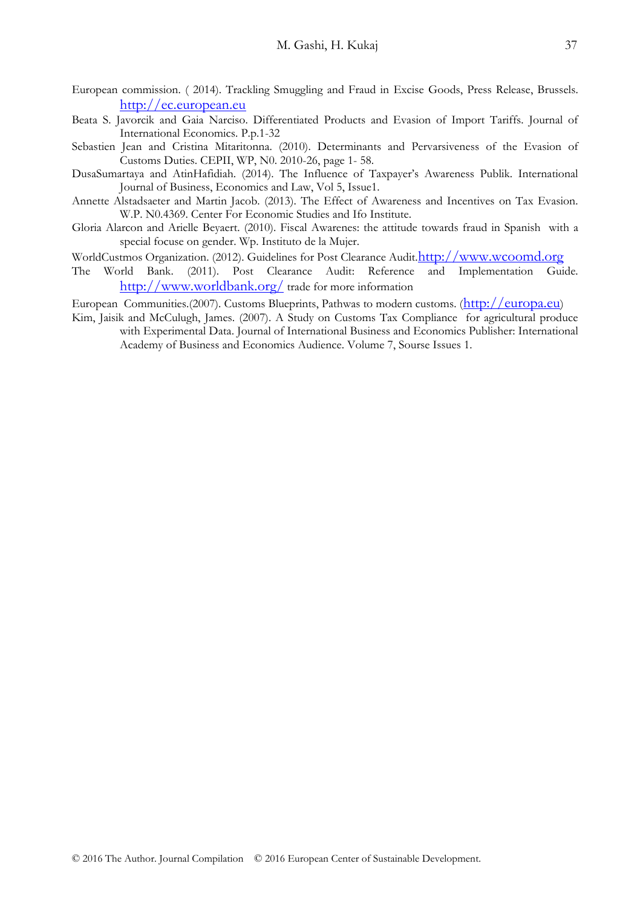European commission. ( 2014). Trackling Smuggling and Fraud in Excise Goods, Press Release, Brussels. http://ec.european.eu

Beata S. Javorcik and Gaia Narciso. Differentiated Products and Evasion of Import Tariffs. Journal of International Economics. P.p.1-32

Sebastien Jean and Cristina Mitaritonna. (2010). Determinants and Pervarsiveness of the Evasion of Customs Duties. CEPII, WP, N0. 2010-26, page 1- 58.

DusaSumartaya and AtinHafidiah. (2014). The Influence of Taxpayer's Awareness Publik. International Journal of Business, Economics and Law, Vol 5, Issue1.

Annette Alstadsaeter and Martin Jacob. (2013). The Effect of Awareness and Incentives on Tax Evasion. W.P. N0.4369. Center For Economic Studies and Ifo Institute.

Gloria Alarcon and Arielle Beyaert. (2010). Fiscal Awarenes: the attitude towards fraud in Spanish with a special focuse on gender. Wp. Instituto de la Mujer.

WorldCustmos Organization. (2012). Guidelines for Post Clearance Audit.http://www.wcoomd.org

The World Bank. (2011). Post Clearance Audit: Reference and Implementation Guide. http://www.worldbank.org/ trade for more information

European Communities.(2007). Customs Blueprints, Pathwas to modern customs. (http://europa.eu)

Kim, Jaisik and McCulugh, James. (2007). A Study on Customs Tax Compliance for agricultural produce with Experimental Data. Journal of International Business and Economics Publisher: International Academy of Business and Economics Audience. Volume 7, Sourse Issues 1.